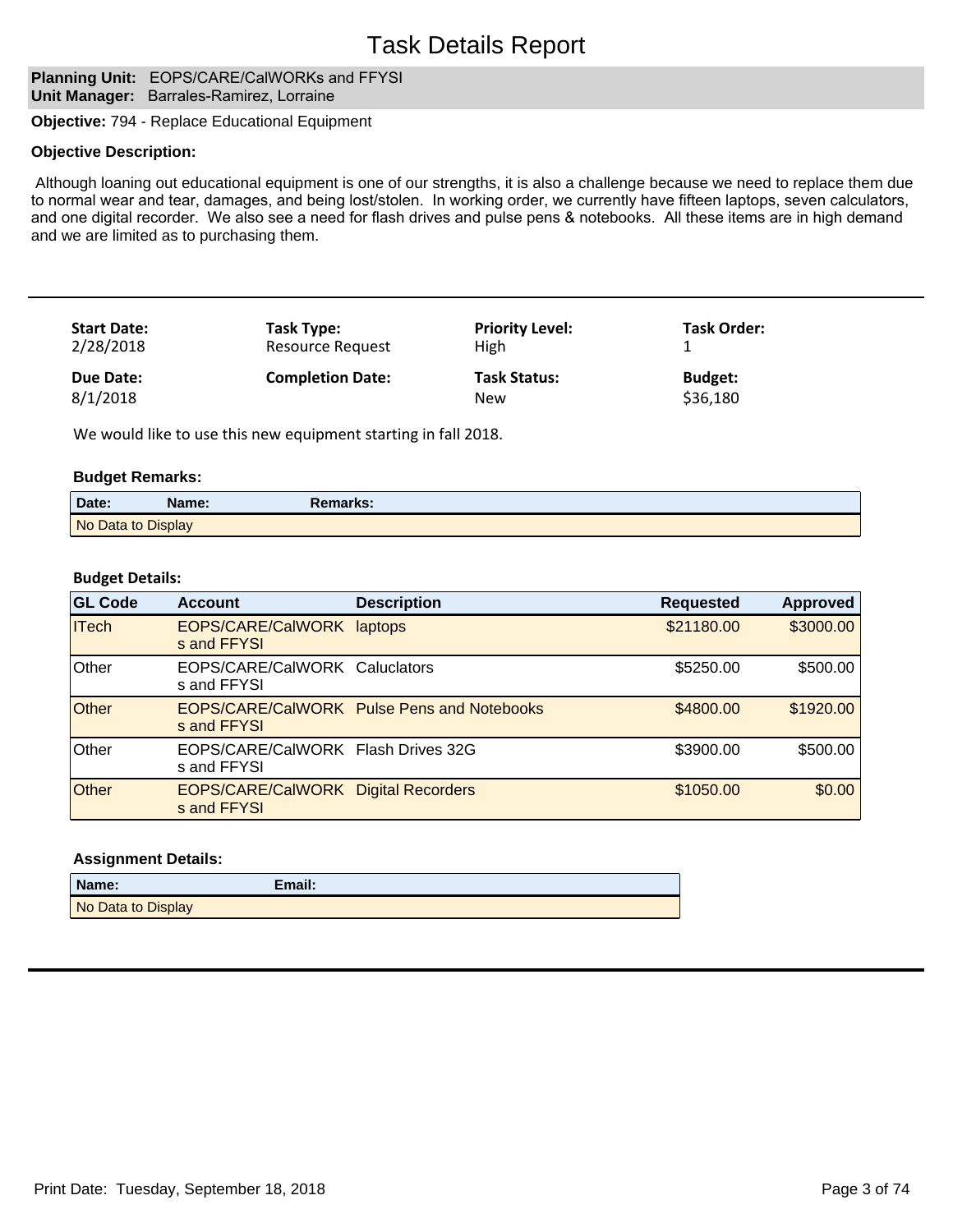# Task Details Report

**Planning Unit:** EOPS/CARE/CalWORKs and FFYSI
**Unit Manager:** Barrales-Ramirez, Lorraine

**Objective:** 794 - Replace Educational Equipment

**Objective Description:**

Although loaning out educational equipment is one of our strengths, it is also a challenge because we need to replace them due to normal wear and tear, damages, and being lost/stolen. In working order, we currently have fifteen laptops, seven calculators, and one digital recorder. We also see a need for flash drives and pulse pens & notebooks. All these items are in high demand and we are limited as to purchasing them.

---

| **Start Date:** | **Task Type:** | **Priority Level:** | **Task Order:** |
|---|---|---|---|
| 2/28/2018 | Resource Request | High | 1 |
| **Due Date:** | **Completion Date:** | **Task Status:** | **Budget:** |
| 8/1/2018 | | New | $36,180 |

We would like to use this new equipment starting in fall 2018.

**Budget Remarks:**

| Date: | Name: | Remarks: |
|---|---|---|
| No Data to Display | | |

**Budget Details:**

| GL Code | Account | Description | Requested | Approved |
|---|---|---|---|---|
| ITech | EOPS/CARE/CalWORKs and FFYSI | laptops | $21180.00 | $3000.00 |
| Other | EOPS/CARE/CalWORKs and FFYSI | Caluclators | $5250.00 | $500.00 |
| Other | EOPS/CARE/CalWORKs and FFYSI | Pulse Pens and Notebooks | $4800.00 | $1920.00 |
| Other | EOPS/CARE/CalWORKs and FFYSI | Flash Drives 32G | $3900.00 | $500.00 |
| Other | EOPS/CARE/CalWORKs and FFYSI | Digital Recorders | $1050.00 | $0.00 |

**Assignment Details:**

| Name: | Email: |
|---|---|
| No Data to Display | |

---

Print Date: Tuesday, September 18, 2018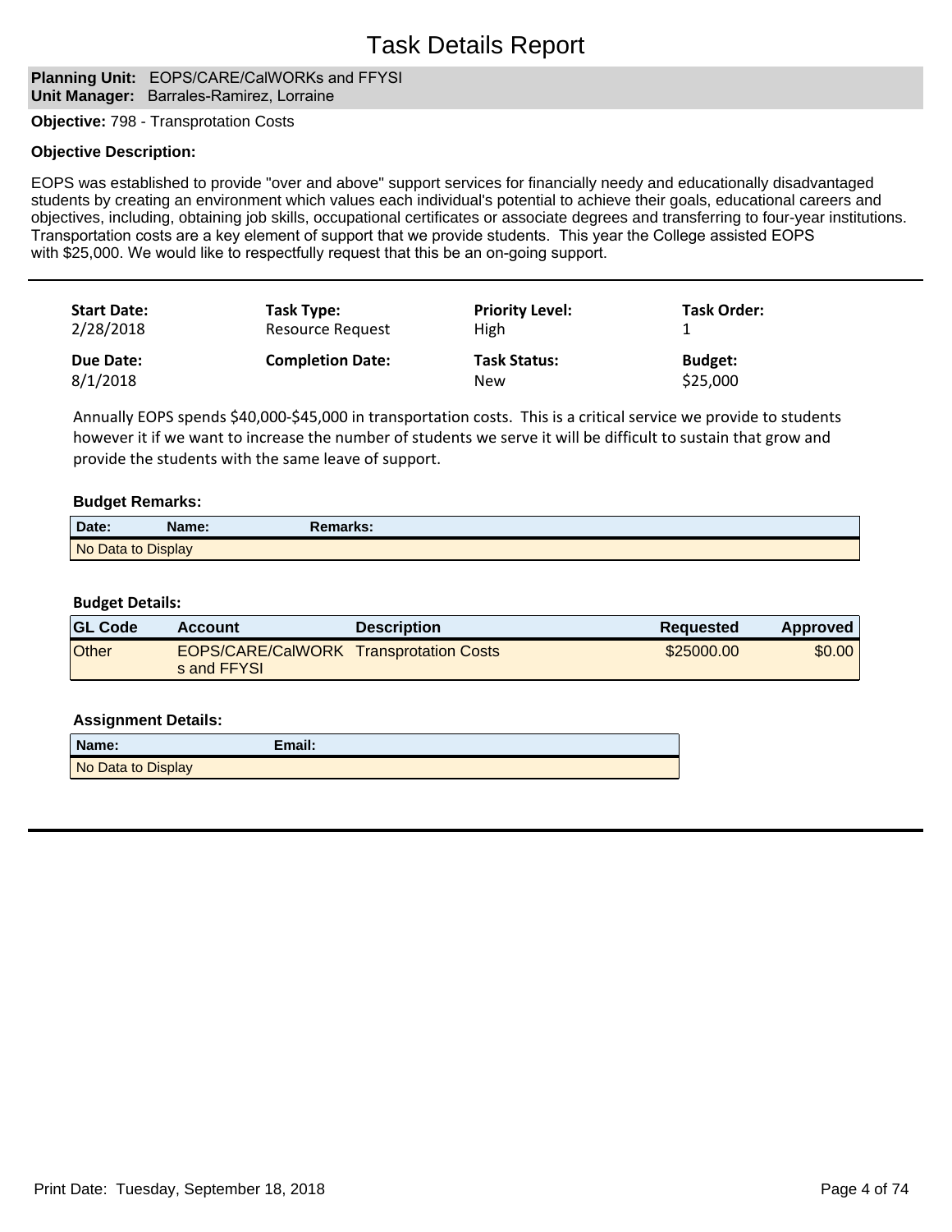# Task Details Report

**Planning Unit:** EOPS/CARE/CalWORKs and FFYSI
**Unit Manager:** Barrales-Ramirez, Lorraine

**Objective:** 798 - Transprotation Costs

**Objective Description:**

EOPS was established to provide "over and above" support services for financially needy and educationally disadvantaged students by creating an environment which values each individual's potential to achieve their goals, educational careers and objectives, including, obtaining job skills, occupational certificates or associate degrees and transferring to four-year institutions. Transportation costs are a key element of support that we provide students. This year the College assisted EOPS with $25,000. We would like to respectfully request that this be an on-going support.

---

| **Start Date:** | **Task Type:** | **Priority Level:** | **Task Order:** |
|---|---|---|---|
| 2/28/2018 | Resource Request | High | 1 |
| **Due Date:** | **Completion Date:** | **Task Status:** | **Budget:** |
| 8/1/2018 | | New | $25,000 |

Annually EOPS spends $40,000-$45,000 in transportation costs. This is a critical service we provide to students however it if we want to increase the number of students we serve it will be difficult to sustain that grow and provide the students with the same leave of support.

**Budget Remarks:**

| Date: | Name: | Remarks: |
|---|---|---|
| No Data to Display | | |

**Budget Details:**

| GL Code | Account | Description | Requested | Approved |
|---|---|---|---|---|
| Other | EOPS/CARE/CalWORKs and FFYSI | Transprotation Costs | $25000.00 | $0.00 |

**Assignment Details:**

| Name: | Email: |
|---|---|
| No Data to Display | |

---

Print Date: Tuesday, September 18, 2018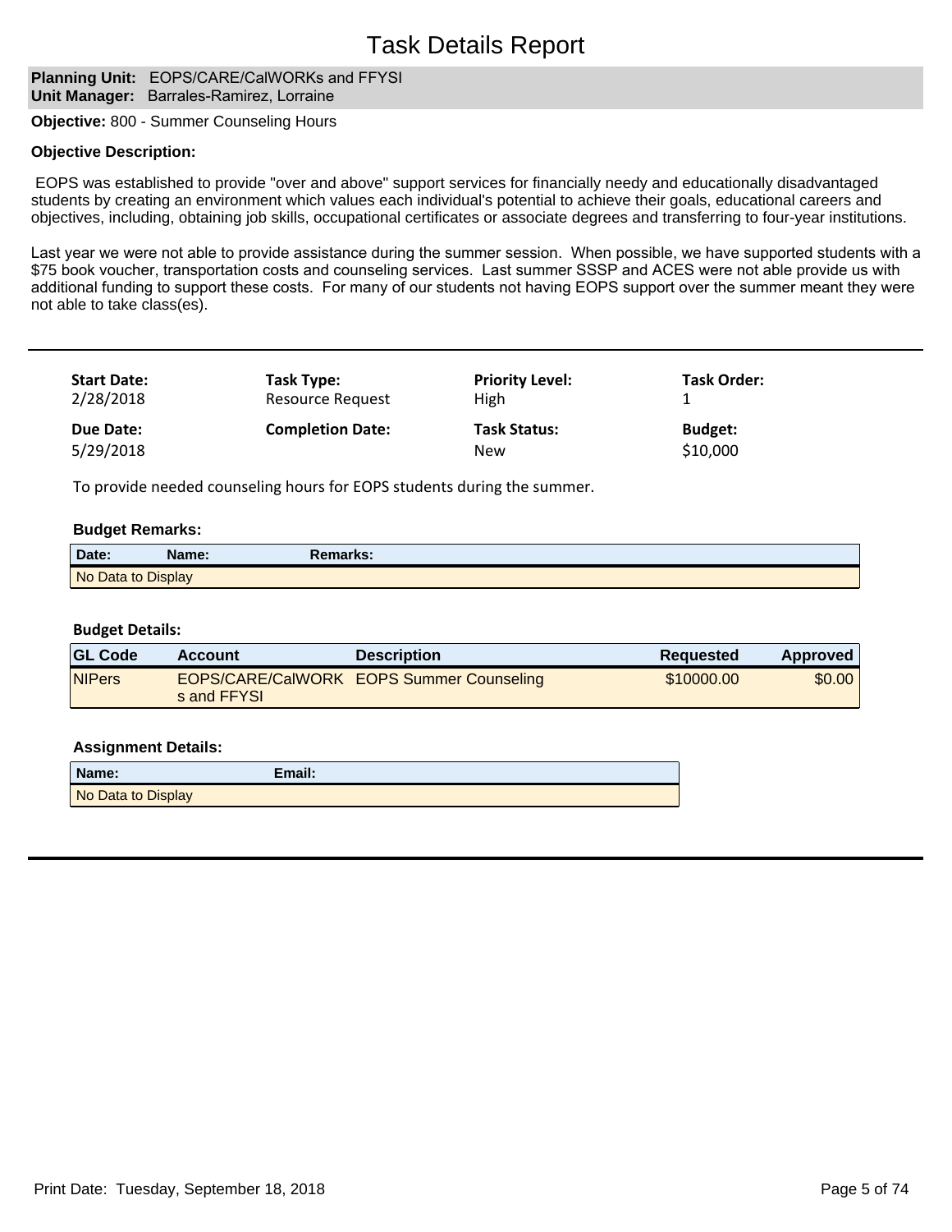# Task Details Report

**Planning Unit:** EOPS/CARE/CalWORKs and FFYSI
**Unit Manager:** Barrales-Ramirez, Lorraine

**Objective:** 800 - Summer Counseling Hours

**Objective Description:**

EOPS was established to provide "over and above" support services for financially needy and educationally disadvantaged students by creating an environment which values each individual's potential to achieve their goals, educational careers and objectives, including, obtaining job skills, occupational certificates or associate degrees and transferring to four-year institutions.

Last year we were not able to provide assistance during the summer session. When possible, we have supported students with a $75 book voucher, transportation costs and counseling services. Last summer SSSP and ACES were not able provide us with additional funding to support these costs. For many of our students not having EOPS support over the summer meant they were not able to take class(es).

---

| Start Date: | Task Type: | Priority Level: | Task Order: |
|---|---|---|---|
| 2/28/2018 | Resource Request | High | 1 |
| **Due Date:** | **Completion Date:** | **Task Status:** | **Budget:** |
| 5/29/2018 | | New | $10,000 |

To provide needed counseling hours for EOPS students during the summer.

**Budget Remarks:**

| Date: | Name: | Remarks: |
|---|---|---|
| No Data to Display | | |

**Budget Details:**

| GL Code | Account | Description | Requested | Approved |
|---|---|---|---|---|
| NIPers | EOPS/CARE/CalWORKs and FFYSI | EOPS Summer Counseling | $10000.00 | $0.00 |

**Assignment Details:**

| Name: | Email: |
|---|---|
| No Data to Display | |

---

Print Date: Tuesday, September 18, 2018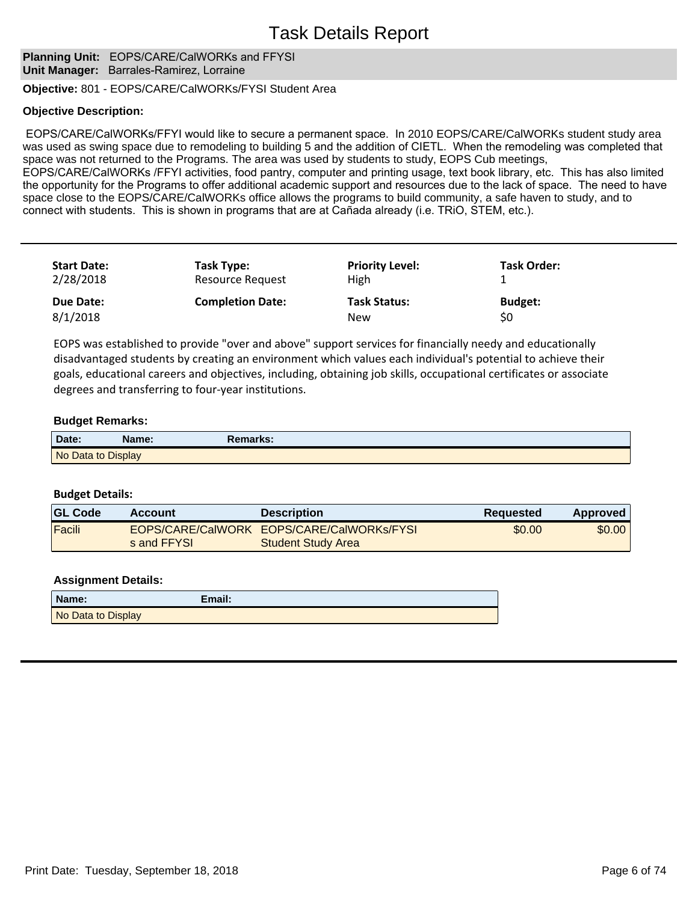# Task Details Report

**Planning Unit:** EOPS/CARE/CalWORKs and FFYSI
**Unit Manager:** Barrales-Ramirez, Lorraine

**Objective:** 801 - EOPS/CARE/CalWORKs/FYSI Student Area

**Objective Description:**

EOPS/CARE/CalWORKs/FFYI would like to secure a permanent space. In 2010 EOPS/CARE/CalWORKs student study area was used as swing space due to remodeling to building 5 and the addition of CIETL. When the remodeling was completed that space was not returned to the Programs. The area was used by students to study, EOPS Cub meetings, EOPS/CARE/CalWORKs /FFYI activities, food pantry, computer and printing usage, text book library, etc. This has also limited the opportunity for the Programs to offer additional academic support and resources due to the lack of space. The need to have space close to the EOPS/CARE/CalWORKs office allows the programs to build community, a safe haven to study, and to connect with students. This is shown in programs that are at Cañada already (i.e. TRiO, STEM, etc.).

---

| **Start Date:** | **Task Type:** | **Priority Level:** | **Task Order:** |
|---|---|---|---|
| 2/28/2018 | Resource Request | High | 1 |
| **Due Date:** | **Completion Date:** | **Task Status:** | **Budget:** |
| 8/1/2018 | | New | $0 |

EOPS was established to provide "over and above" support services for financially needy and educationally disadvantaged students by creating an environment which values each individual's potential to achieve their goals, educational careers and objectives, including, obtaining job skills, occupational certificates or associate degrees and transferring to four-year institutions.

**Budget Remarks:**

| Date: | Name: | Remarks: |
|---|---|---|
| No Data to Display | | |

**Budget Details:**

| GL Code | Account | Description | Requested | Approved |
|---|---|---|---|---|
| Facili | EOPS/CARE/CalWORKs and FFYSI | EOPS/CARE/CalWORKs/FYSI Student Study Area | $0.00 | $0.00 |

**Assignment Details:**

| Name: | Email: |
|---|---|
| No Data to Display | |

---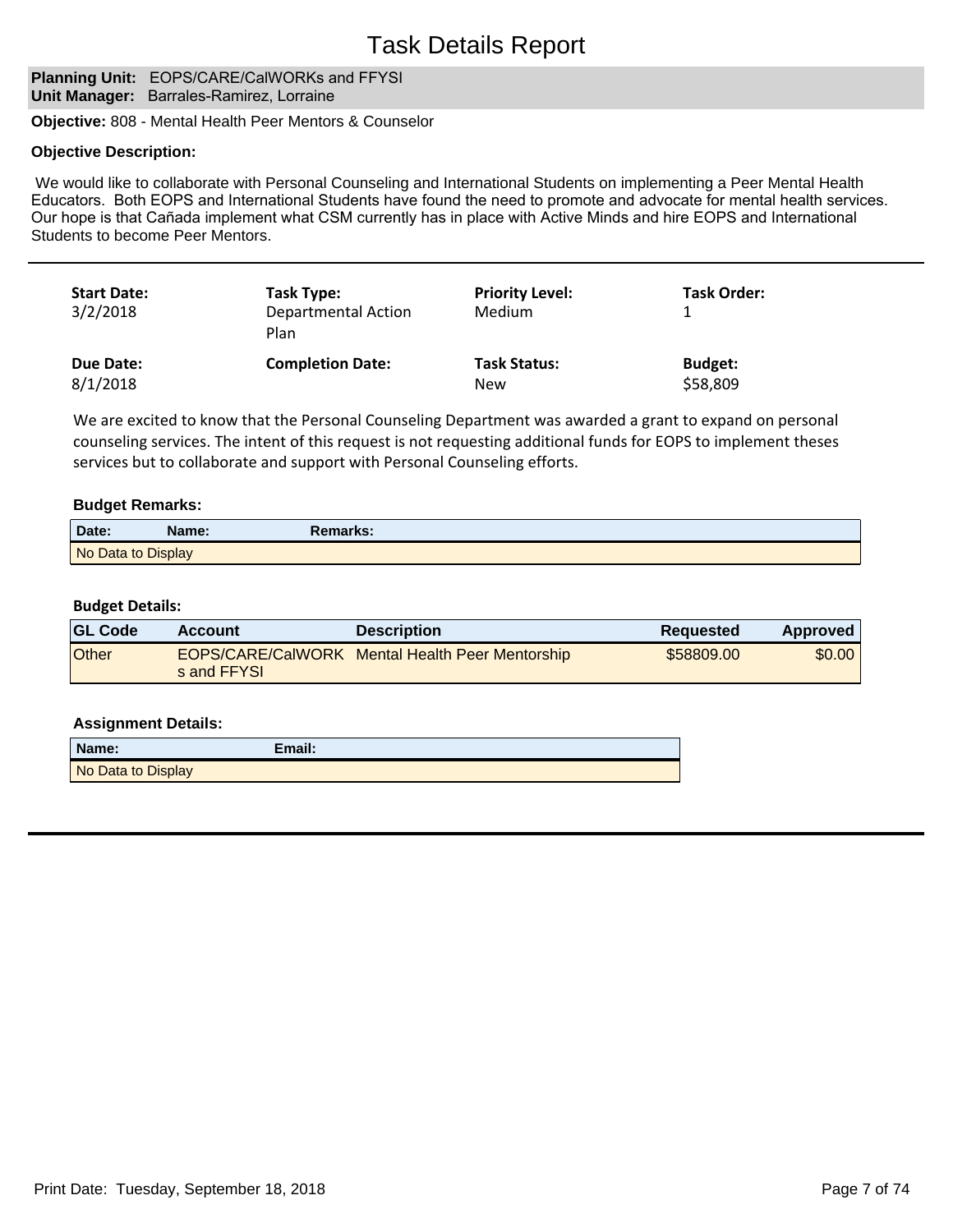# Task Details Report

**Planning Unit:** EOPS/CARE/CalWORKs and FFYSI
**Unit Manager:** Barrales-Ramirez, Lorraine

**Objective:** 808 - Mental Health Peer Mentors & Counselor

**Objective Description:**

We would like to collaborate with Personal Counseling and International Students on implementing a Peer Mental Health Educators. Both EOPS and International Students have found the need to promote and advocate for mental health services. Our hope is that Cañada implement what CSM currently has in place with Active Minds and hire EOPS and International Students to become Peer Mentors.

---

| **Start Date:** | **Task Type:** | **Priority Level:** | **Task Order:** |
|---|---|---|---|
| 3/2/2018 | Departmental Action Plan | Medium | 1 |
| **Due Date:** | **Completion Date:** | **Task Status:** | **Budget:** |
| 8/1/2018 | | New | $58,809 |

We are excited to know that the Personal Counseling Department was awarded a grant to expand on personal counseling services. The intent of this request is not requesting additional funds for EOPS to implement theses services but to collaborate and support with Personal Counseling efforts.

**Budget Remarks:**

| Date: | Name: | Remarks: |
|---|---|---|
| No Data to Display | | |

**Budget Details:**

| GL Code | Account | Description | Requested | Approved |
|---|---|---|---|---|
| Other | EOPS/CARE/CalWORKs and FFYSI | Mental Health Peer Mentorship | $58809.00 | $0.00 |

**Assignment Details:**

| Name: | Email: |
|---|---|
| No Data to Display | |